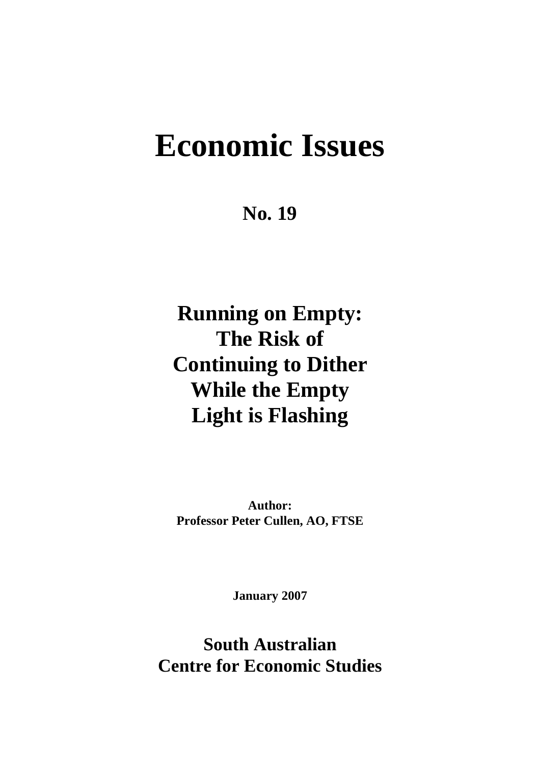# Economic Issues

## No. 19

## Running on Empty: The Risk of Continuing to Dither While the Empty Light is Flashing

**Author:**
**Professor Peter Cullen, AO, FTSE**

**January 2007**

## South Australian Centre for Economic Studies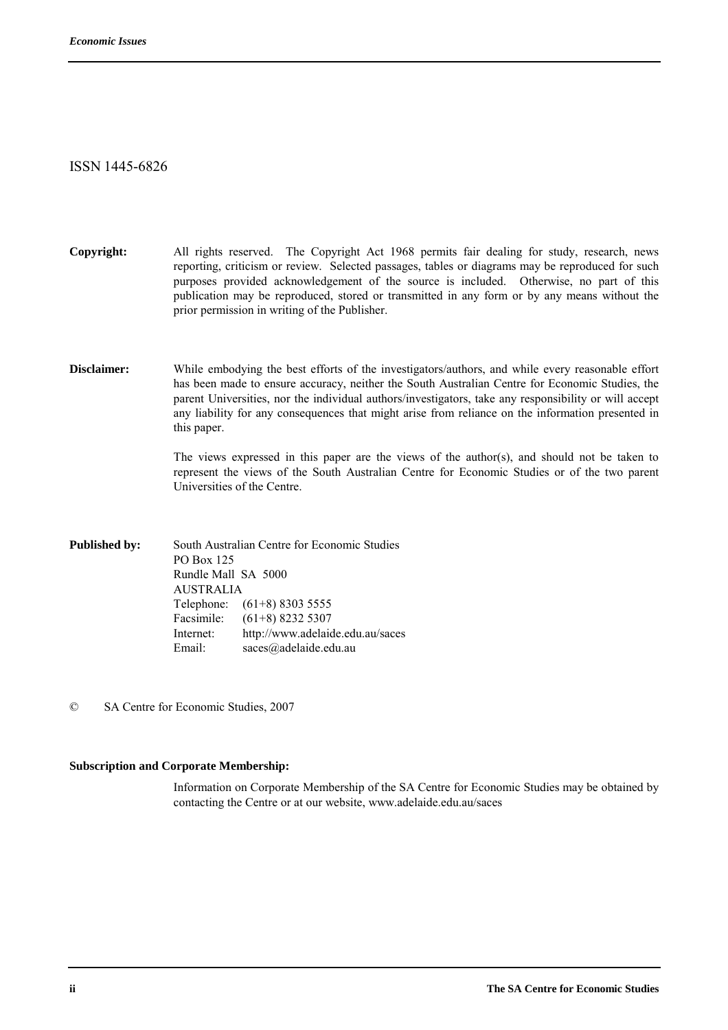ISSN 1445-6826

**Copyright:** All rights reserved. The Copyright Act 1968 permits fair dealing for study, research, news reporting, criticism or review. Selected passages, tables or diagrams may be reproduced for such purposes provided acknowledgement of the source is included. Otherwise, no part of this publication may be reproduced, stored or transmitted in any form or by any means without the prior permission in writing of the Publisher.

**Disclaimer:** While embodying the best efforts of the investigators/authors, and while every reasonable effort has been made to ensure accuracy, neither the South Australian Centre for Economic Studies, the parent Universities, nor the individual authors/investigators, take any responsibility or will accept any liability for any consequences that might arise from reliance on the information presented in this paper.

The views expressed in this paper are the views of the author(s), and should not be taken to represent the views of the South Australian Centre for Economic Studies or of the two parent Universities of the Centre.

**Published by:** South Australian Centre for Economic Studies
PO Box 125
Rundle Mall SA 5000
AUSTRALIA
Telephone: (61+8) 8303 5555
Facsimile: (61+8) 8232 5307
Internet: http://www.adelaide.edu.au/saces
Email: saces@adelaide.edu.au

© SA Centre for Economic Studies, 2007

**Subscription and Corporate Membership:**

Information on Corporate Membership of the SA Centre for Economic Studies may be obtained by contacting the Centre or at our website, www.adelaide.edu.au/saces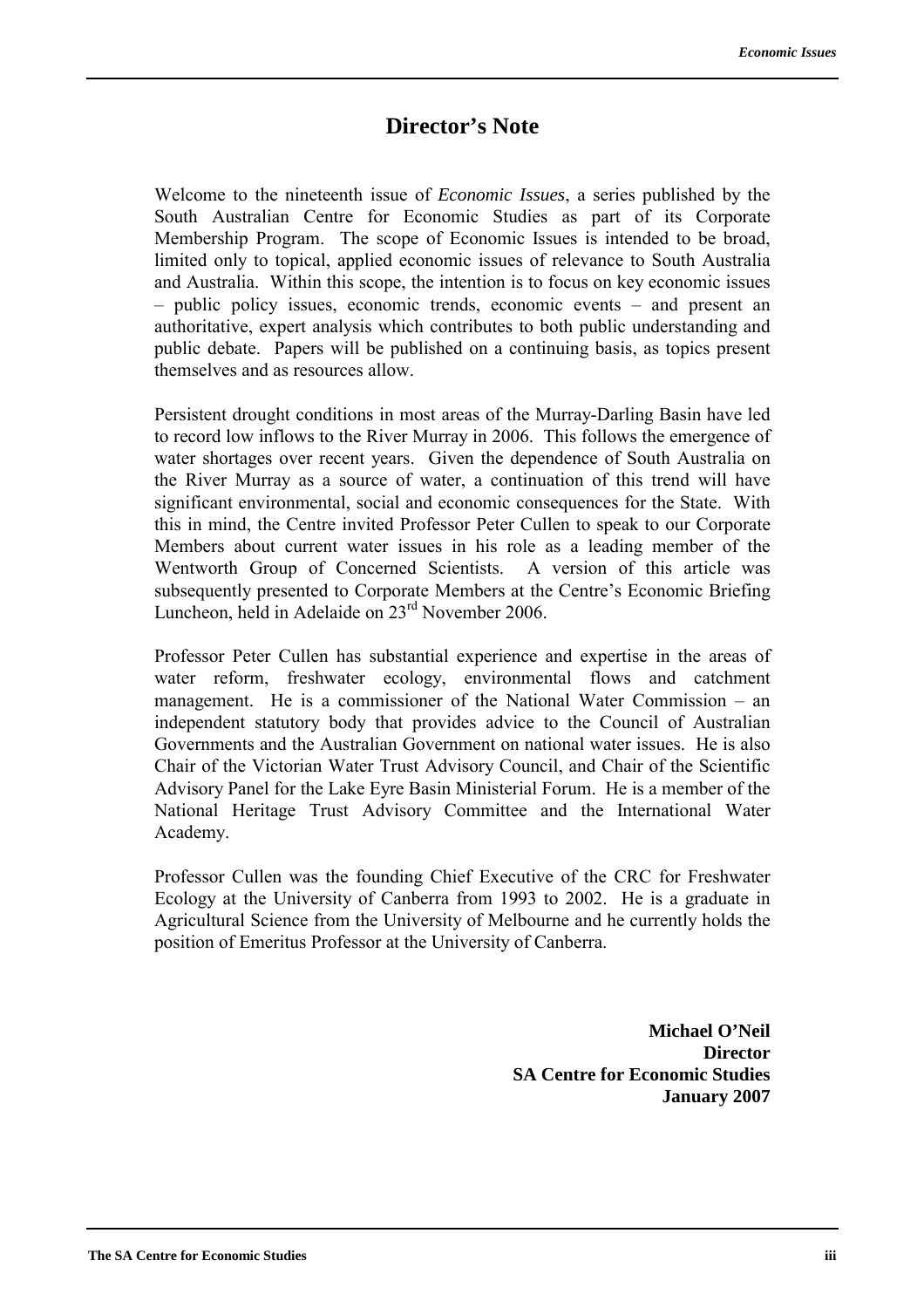# Director's Note

Welcome to the nineteenth issue of *Economic Issues*, a series published by the South Australian Centre for Economic Studies as part of its Corporate Membership Program. The scope of Economic Issues is intended to be broad, limited only to topical, applied economic issues of relevance to South Australia and Australia. Within this scope, the intention is to focus on key economic issues – public policy issues, economic trends, economic events – and present an authoritative, expert analysis which contributes to both public understanding and public debate. Papers will be published on a continuing basis, as topics present themselves and as resources allow.

Persistent drought conditions in most areas of the Murray-Darling Basin have led to record low inflows to the River Murray in 2006. This follows the emergence of water shortages over recent years. Given the dependence of South Australia on the River Murray as a source of water, a continuation of this trend will have significant environmental, social and economic consequences for the State. With this in mind, the Centre invited Professor Peter Cullen to speak to our Corporate Members about current water issues in his role as a leading member of the Wentworth Group of Concerned Scientists. A version of this article was subsequently presented to Corporate Members at the Centre's Economic Briefing Luncheon, held in Adelaide on 23rd November 2006.

Professor Peter Cullen has substantial experience and expertise in the areas of water reform, freshwater ecology, environmental flows and catchment management. He is a commissioner of the National Water Commission – an independent statutory body that provides advice to the Council of Australian Governments and the Australian Government on national water issues. He is also Chair of the Victorian Water Trust Advisory Council, and Chair of the Scientific Advisory Panel for the Lake Eyre Basin Ministerial Forum. He is a member of the National Heritage Trust Advisory Committee and the International Water Academy.

Professor Cullen was the founding Chief Executive of the CRC for Freshwater Ecology at the University of Canberra from 1993 to 2002. He is a graduate in Agricultural Science from the University of Melbourne and he currently holds the position of Emeritus Professor at the University of Canberra.

**Michael O'Neil**
**Director**
**SA Centre for Economic Studies**
**January 2007**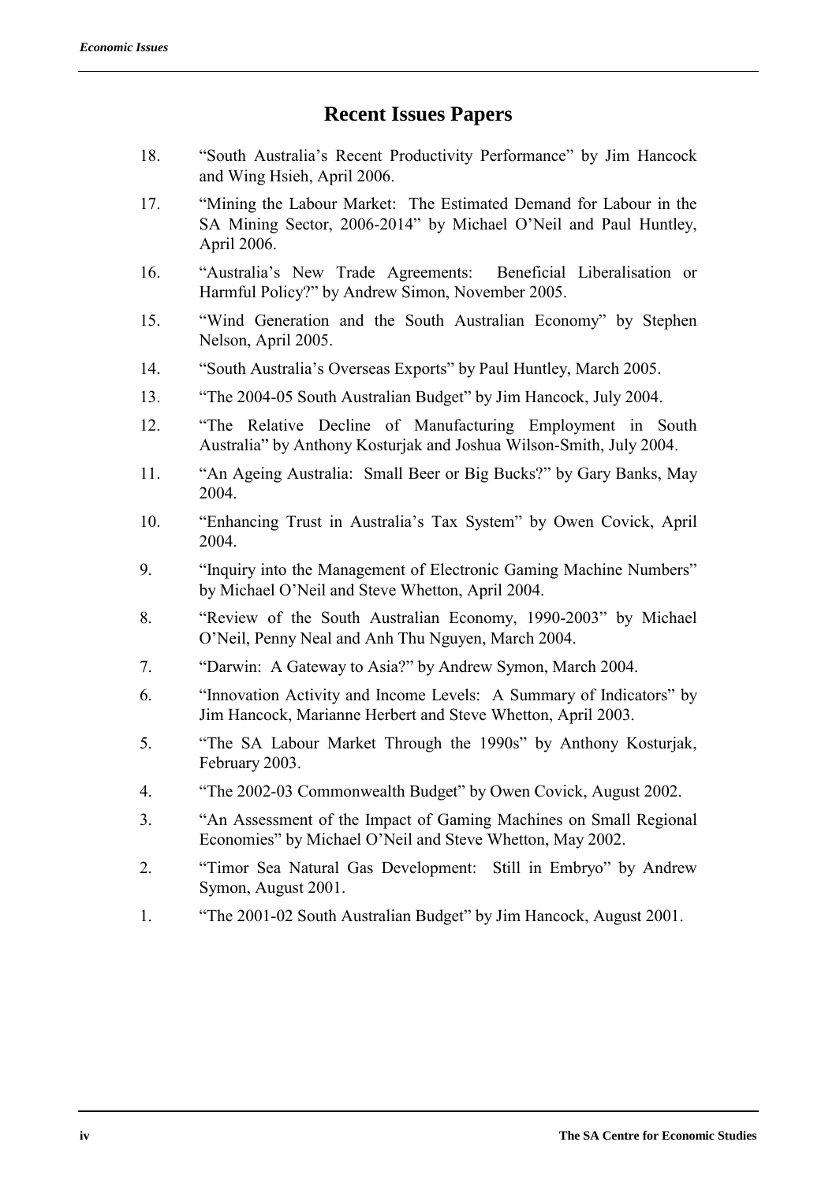## Recent Issues Papers

18. "South Australia's Recent Productivity Performance" by Jim Hancock and Wing Hsieh, April 2006.

17. "Mining the Labour Market: The Estimated Demand for Labour in the SA Mining Sector, 2006-2014" by Michael O'Neil and Paul Huntley, April 2006.

16. "Australia's New Trade Agreements: Beneficial Liberalisation or Harmful Policy?" by Andrew Simon, November 2005.

15. "Wind Generation and the South Australian Economy" by Stephen Nelson, April 2005.

14. "South Australia's Overseas Exports" by Paul Huntley, March 2005.

13. "The 2004-05 South Australian Budget" by Jim Hancock, July 2004.

12. "The Relative Decline of Manufacturing Employment in South Australia" by Anthony Kosturjak and Joshua Wilson-Smith, July 2004.

11. "An Ageing Australia: Small Beer or Big Bucks?" by Gary Banks, May 2004.

10. "Enhancing Trust in Australia's Tax System" by Owen Covick, April 2004.

9. "Inquiry into the Management of Electronic Gaming Machine Numbers" by Michael O'Neil and Steve Whetton, April 2004.

8. "Review of the South Australian Economy, 1990-2003" by Michael O'Neil, Penny Neal and Anh Thu Nguyen, March 2004.

7. "Darwin: A Gateway to Asia?" by Andrew Symon, March 2004.

6. "Innovation Activity and Income Levels: A Summary of Indicators" by Jim Hancock, Marianne Herbert and Steve Whetton, April 2003.

5. "The SA Labour Market Through the 1990s" by Anthony Kosturjak, February 2003.

4. "The 2002-03 Commonwealth Budget" by Owen Covick, August 2002.

3. "An Assessment of the Impact of Gaming Machines on Small Regional Economies" by Michael O'Neil and Steve Whetton, May 2002.

2. "Timor Sea Natural Gas Development: Still in Embryo" by Andrew Symon, August 2001.

1. "The 2001-02 South Australian Budget" by Jim Hancock, August 2001.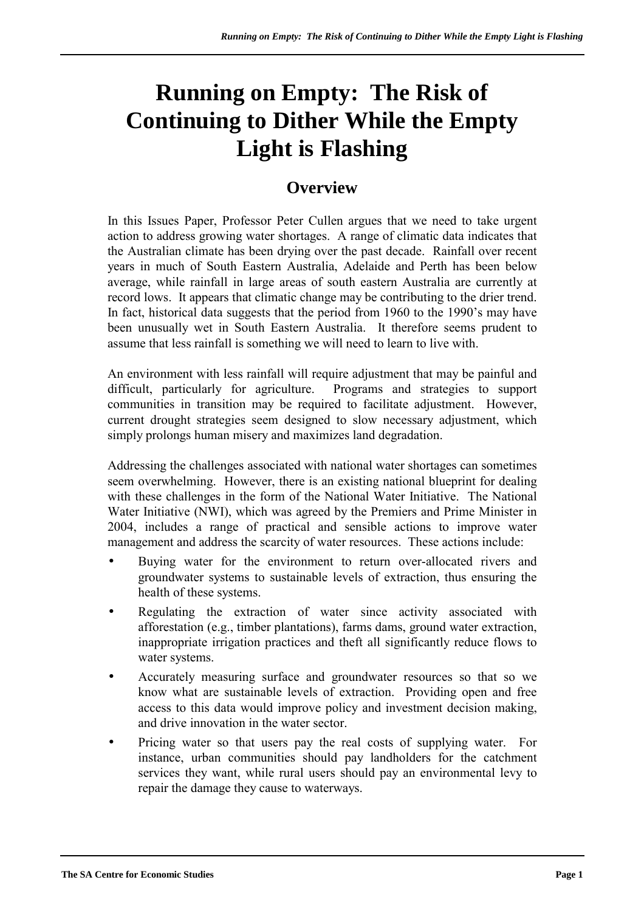# Running on Empty: The Risk of Continuing to Dither While the Empty Light is Flashing

## Overview

In this Issues Paper, Professor Peter Cullen argues that we need to take urgent action to address growing water shortages. A range of climatic data indicates that the Australian climate has been drying over the past decade. Rainfall over recent years in much of South Eastern Australia, Adelaide and Perth has been below average, while rainfall in large areas of south eastern Australia are currently at record lows. It appears that climatic change may be contributing to the drier trend. In fact, historical data suggests that the period from 1960 to the 1990's may have been unusually wet in South Eastern Australia. It therefore seems prudent to assume that less rainfall is something we will need to learn to live with.

An environment with less rainfall will require adjustment that may be painful and difficult, particularly for agriculture. Programs and strategies to support communities in transition may be required to facilitate adjustment. However, current drought strategies seem designed to slow necessary adjustment, which simply prolongs human misery and maximizes land degradation.

Addressing the challenges associated with national water shortages can sometimes seem overwhelming. However, there is an existing national blueprint for dealing with these challenges in the form of the National Water Initiative. The National Water Initiative (NWI), which was agreed by the Premiers and Prime Minister in 2004, includes a range of practical and sensible actions to improve water management and address the scarcity of water resources. These actions include:

- Buying water for the environment to return over-allocated rivers and groundwater systems to sustainable levels of extraction, thus ensuring the health of these systems.
- Regulating the extraction of water since activity associated with afforestation (e.g., timber plantations), farms dams, ground water extraction, inappropriate irrigation practices and theft all significantly reduce flows to water systems.
- Accurately measuring surface and groundwater resources so that so we know what are sustainable levels of extraction. Providing open and free access to this data would improve policy and investment decision making, and drive innovation in the water sector.
- Pricing water so that users pay the real costs of supplying water. For instance, urban communities should pay landholders for the catchment services they want, while rural users should pay an environmental levy to repair the damage they cause to waterways.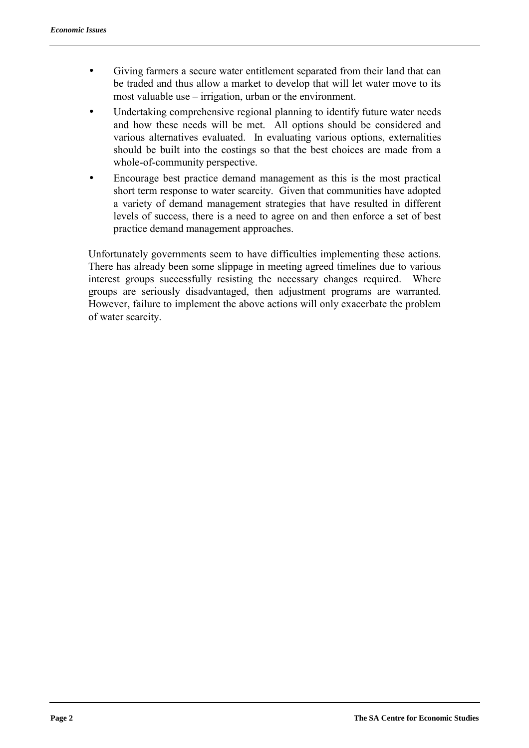- Giving farmers a secure water entitlement separated from their land that can be traded and thus allow a market to develop that will let water move to its most valuable use – irrigation, urban or the environment.
- Undertaking comprehensive regional planning to identify future water needs and how these needs will be met. All options should be considered and various alternatives evaluated. In evaluating various options, externalities should be built into the costings so that the best choices are made from a whole-of-community perspective.
- Encourage best practice demand management as this is the most practical short term response to water scarcity. Given that communities have adopted a variety of demand management strategies that have resulted in different levels of success, there is a need to agree on and then enforce a set of best practice demand management approaches.

Unfortunately governments seem to have difficulties implementing these actions. There has already been some slippage in meeting agreed timelines due to various interest groups successfully resisting the necessary changes required. Where groups are seriously disadvantaged, then adjustment programs are warranted. However, failure to implement the above actions will only exacerbate the problem of water scarcity.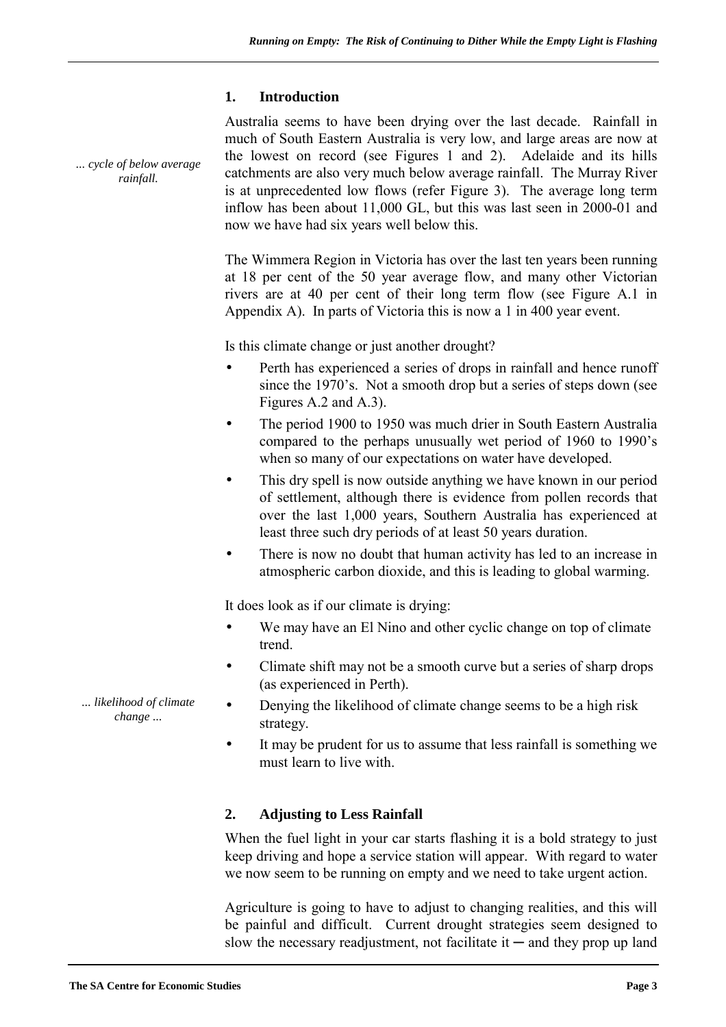## 1. Introduction

*... cycle of below average rainfall.*

Australia seems to have been drying over the last decade. Rainfall in much of South Eastern Australia is very low, and large areas are now at the lowest on record (see Figures 1 and 2). Adelaide and its hills catchments are also very much below average rainfall. The Murray River is at unprecedented low flows (refer Figure 3). The average long term inflow has been about 11,000 GL, but this was last seen in 2000-01 and now we have had six years well below this.

The Wimmera Region in Victoria has over the last ten years been running at 18 per cent of the 50 year average flow, and many other Victorian rivers are at 40 per cent of their long term flow (see Figure A.1 in Appendix A). In parts of Victoria this is now a 1 in 400 year event.

Is this climate change or just another drought?

- Perth has experienced a series of drops in rainfall and hence runoff since the 1970's. Not a smooth drop but a series of steps down (see Figures A.2 and A.3).
- The period 1900 to 1950 was much drier in South Eastern Australia compared to the perhaps unusually wet period of 1960 to 1990's when so many of our expectations on water have developed.
- This dry spell is now outside anything we have known in our period of settlement, although there is evidence from pollen records that over the last 1,000 years, Southern Australia has experienced at least three such dry periods of at least 50 years duration.
- There is now no doubt that human activity has led to an increase in atmospheric carbon dioxide, and this is leading to global warming.

It does look as if our climate is drying:

- We may have an El Nino and other cyclic change on top of climate trend.
- Climate shift may not be a smooth curve but a series of sharp drops (as experienced in Perth).
- Denying the likelihood of climate change seems to be a high risk strategy.
- It may be prudent for us to assume that less rainfall is something we must learn to live with.

*... likelihood of climate change ...*

## 2. Adjusting to Less Rainfall

When the fuel light in your car starts flashing it is a bold strategy to just keep driving and hope a service station will appear. With regard to water we now seem to be running on empty and we need to take urgent action.

Agriculture is going to have to adjust to changing realities, and this will be painful and difficult. Current drought strategies seem designed to slow the necessary readjustment, not facilitate it ─ and they prop up land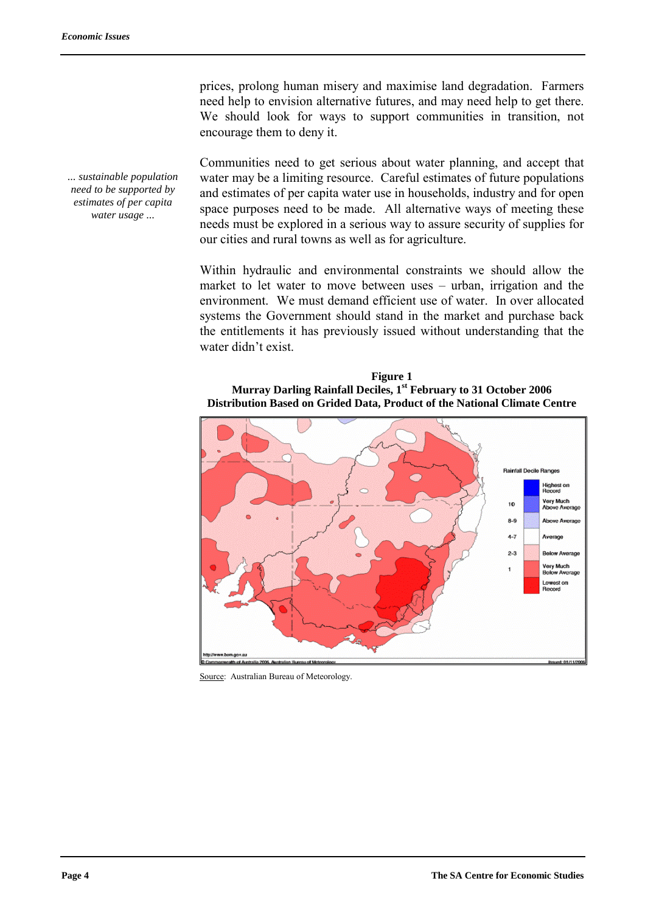prices, prolong human misery and maximise land degradation. Farmers need help to envision alternative futures, and may need help to get there. We should look for ways to support communities in transition, not encourage them to deny it.

*... sustainable population need to be supported by estimates of per capita water usage ...*

Communities need to get serious about water planning, and accept that water may be a limiting resource. Careful estimates of future populations and estimates of per capita water use in households, industry and for open space purposes need to be made. All alternative ways of meeting these needs must be explored in a serious way to assure security of supplies for our cities and rural towns as well as for agriculture.

Within hydraulic and environmental constraints we should allow the market to let water to move between uses – urban, irrigation and the environment. We must demand efficient use of water. In over allocated systems the Government should stand in the market and purchase back the entitlements it has previously issued without understanding that the water didn't exist.

**Figure 1**
**Murray Darling Rainfall Deciles, 1st February to 31 October 2006**
**Distribution Based on Grided Data, Product of the National Climate Centre**

Source: Australian Bureau of Meteorology.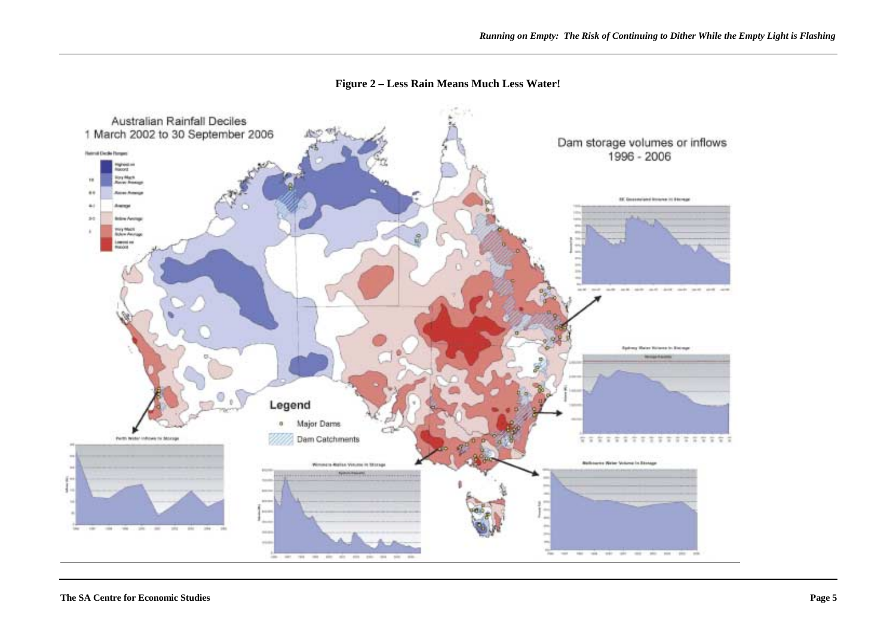**Figure 2 – Less Rain Means Much Less Water!**

Australian Rainfall Deciles
1 March 2002 to 30 September 2006

Dam storage volumes or inflows
1996 - 2006

Legend

Major Dams

Dam Catchments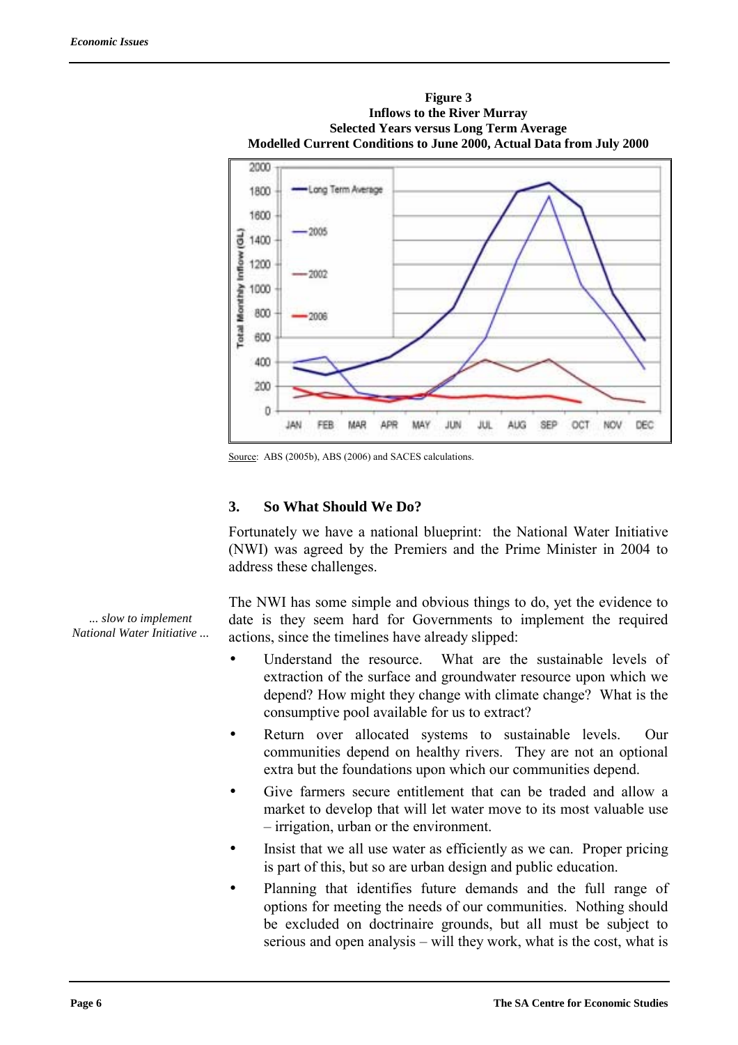**Figure 3**
**Inflows to the River Murray**
**Selected Years versus Long Term Average**
**Modelled Current Conditions to June 2000, Actual Data from July 2000**

Source: ABS (2005b), ABS (2006) and SACES calculations.

### 3. So What Should We Do?

Fortunately we have a national blueprint: the National Water Initiative (NWI) was agreed by the Premiers and the Prime Minister in 2004 to address these challenges.

*... slow to implement National Water Initiative ...*

The NWI has some simple and obvious things to do, yet the evidence to date is they seem hard for Governments to implement the required actions, since the timelines have already slipped:

- Understand the resource. What are the sustainable levels of extraction of the surface and groundwater resource upon which we depend? How might they change with climate change? What is the consumptive pool available for us to extract?
- Return over allocated systems to sustainable levels. Our communities depend on healthy rivers. They are not an optional extra but the foundations upon which our communities depend.
- Give farmers secure entitlement that can be traded and allow a market to develop that will let water move to its most valuable use – irrigation, urban or the environment.
- Insist that we all use water as efficiently as we can. Proper pricing is part of this, but so are urban design and public education.
- Planning that identifies future demands and the full range of options for meeting the needs of our communities. Nothing should be excluded on doctrinaire grounds, but all must be subject to serious and open analysis – will they work, what is the cost, what is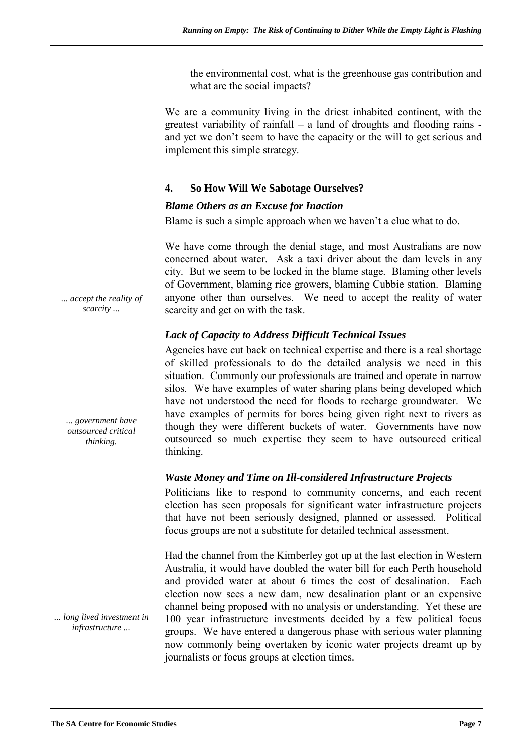the environmental cost, what is the greenhouse gas contribution and what are the social impacts?

We are a community living in the driest inhabited continent, with the greatest variability of rainfall – a land of droughts and flooding rains - and yet we don't seem to have the capacity or the will to get serious and implement this simple strategy.

## 4. So How Will We Sabotage Ourselves?

### *Blame Others as an Excuse for Inaction*

Blame is such a simple approach when we haven't a clue what to do.

We have come through the denial stage, and most Australians are now concerned about water. Ask a taxi driver about the dam levels in any city. But we seem to be locked in the blame stage. Blaming other levels of Government, blaming rice growers, blaming Cubbie station. Blaming anyone other than ourselves. We need to accept the reality of water scarcity and get on with the task.

*... accept the reality of scarcity ...*

### *Lack of Capacity to Address Difficult Technical Issues*

Agencies have cut back on technical expertise and there is a real shortage of skilled professionals to do the detailed analysis we need in this situation. Commonly our professionals are trained and operate in narrow silos. We have examples of water sharing plans being developed which have not understood the need for floods to recharge groundwater. We have examples of permits for bores being given right next to rivers as though they were different buckets of water. Governments have now outsourced so much expertise they seem to have outsourced critical thinking.

*... government have outsourced critical thinking.*

### *Waste Money and Time on Ill-considered Infrastructure Projects*

Politicians like to respond to community concerns, and each recent election has seen proposals for significant water infrastructure projects that have not been seriously designed, planned or assessed. Political focus groups are not a substitute for detailed technical assessment.

Had the channel from the Kimberley got up at the last election in Western Australia, it would have doubled the water bill for each Perth household and provided water at about 6 times the cost of desalination. Each election now sees a new dam, new desalination plant or an expensive channel being proposed with no analysis or understanding. Yet these are 100 year infrastructure investments decided by a few political focus groups. We have entered a dangerous phase with serious water planning now commonly being overtaken by iconic water projects dreamt up by journalists or focus groups at election times.

*... long lived investment in infrastructure ...*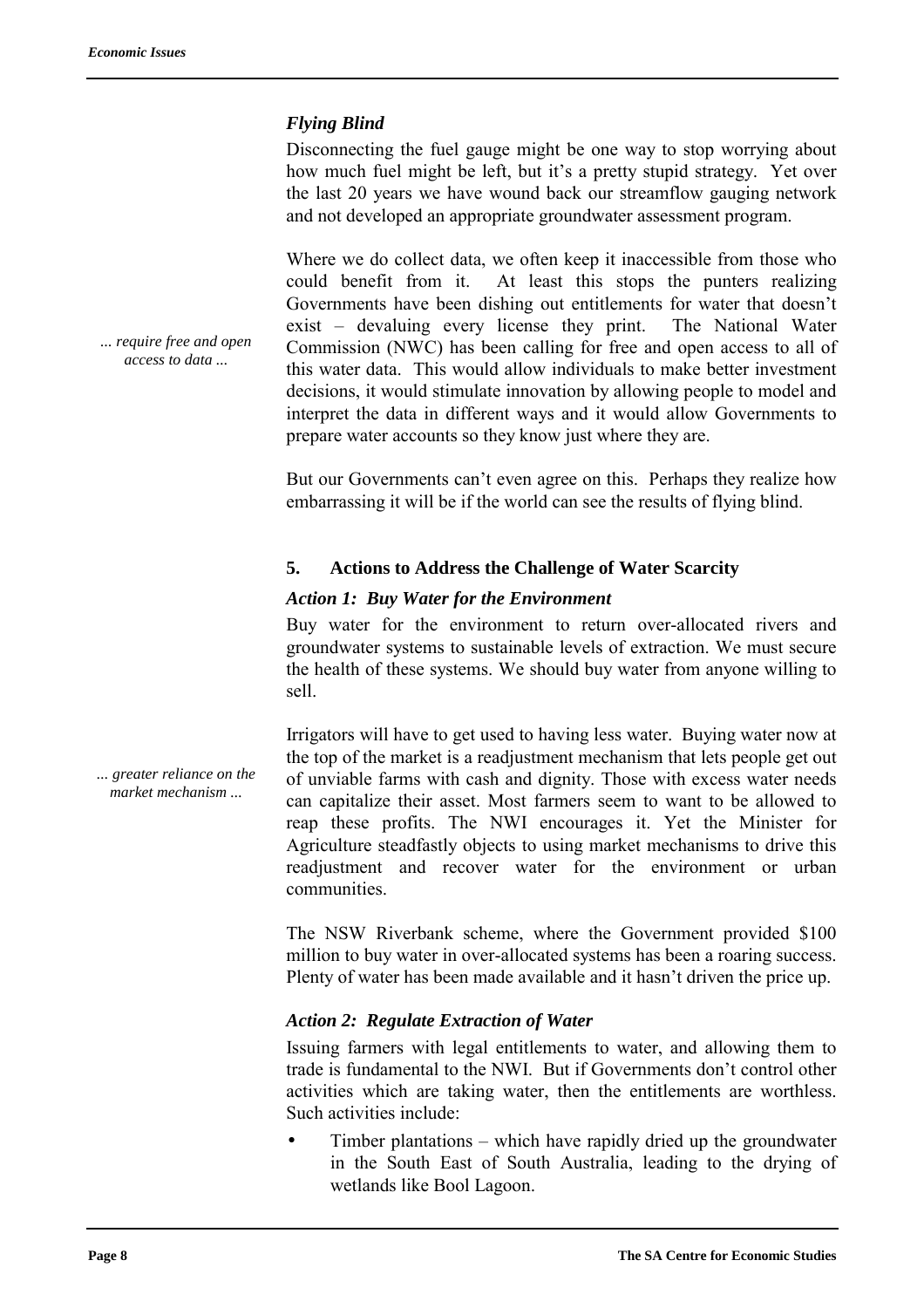### *Flying Blind*

Disconnecting the fuel gauge might be one way to stop worrying about how much fuel might be left, but it's a pretty stupid strategy. Yet over the last 20 years we have wound back our streamflow gauging network and not developed an appropriate groundwater assessment program.

*... require free and open access to data ...*

Where we do collect data, we often keep it inaccessible from those who could benefit from it. At least this stops the punters realizing Governments have been dishing out entitlements for water that doesn't exist – devaluing every license they print. The National Water Commission (NWC) has been calling for free and open access to all of this water data. This would allow individuals to make better investment decisions, it would stimulate innovation by allowing people to model and interpret the data in different ways and it would allow Governments to prepare water accounts so they know just where they are.

But our Governments can't even agree on this. Perhaps they realize how embarrassing it will be if the world can see the results of flying blind.

## 5. Actions to Address the Challenge of Water Scarcity

### *Action 1: Buy Water for the Environment*

Buy water for the environment to return over-allocated rivers and groundwater systems to sustainable levels of extraction. We must secure the health of these systems. We should buy water from anyone willing to sell.

*... greater reliance on the market mechanism ...*

Irrigators will have to get used to having less water. Buying water now at the top of the market is a readjustment mechanism that lets people get out of unviable farms with cash and dignity. Those with excess water needs can capitalize their asset. Most farmers seem to want to be allowed to reap these profits. The NWI encourages it. Yet the Minister for Agriculture steadfastly objects to using market mechanisms to drive this readjustment and recover water for the environment or urban communities.

The NSW Riverbank scheme, where the Government provided $100 million to buy water in over-allocated systems has been a roaring success. Plenty of water has been made available and it hasn't driven the price up.

### *Action 2: Regulate Extraction of Water*

Issuing farmers with legal entitlements to water, and allowing them to trade is fundamental to the NWI. But if Governments don't control other activities which are taking water, then the entitlements are worthless. Such activities include:

- Timber plantations – which have rapidly dried up the groundwater in the South East of South Australia, leading to the drying of wetlands like Bool Lagoon.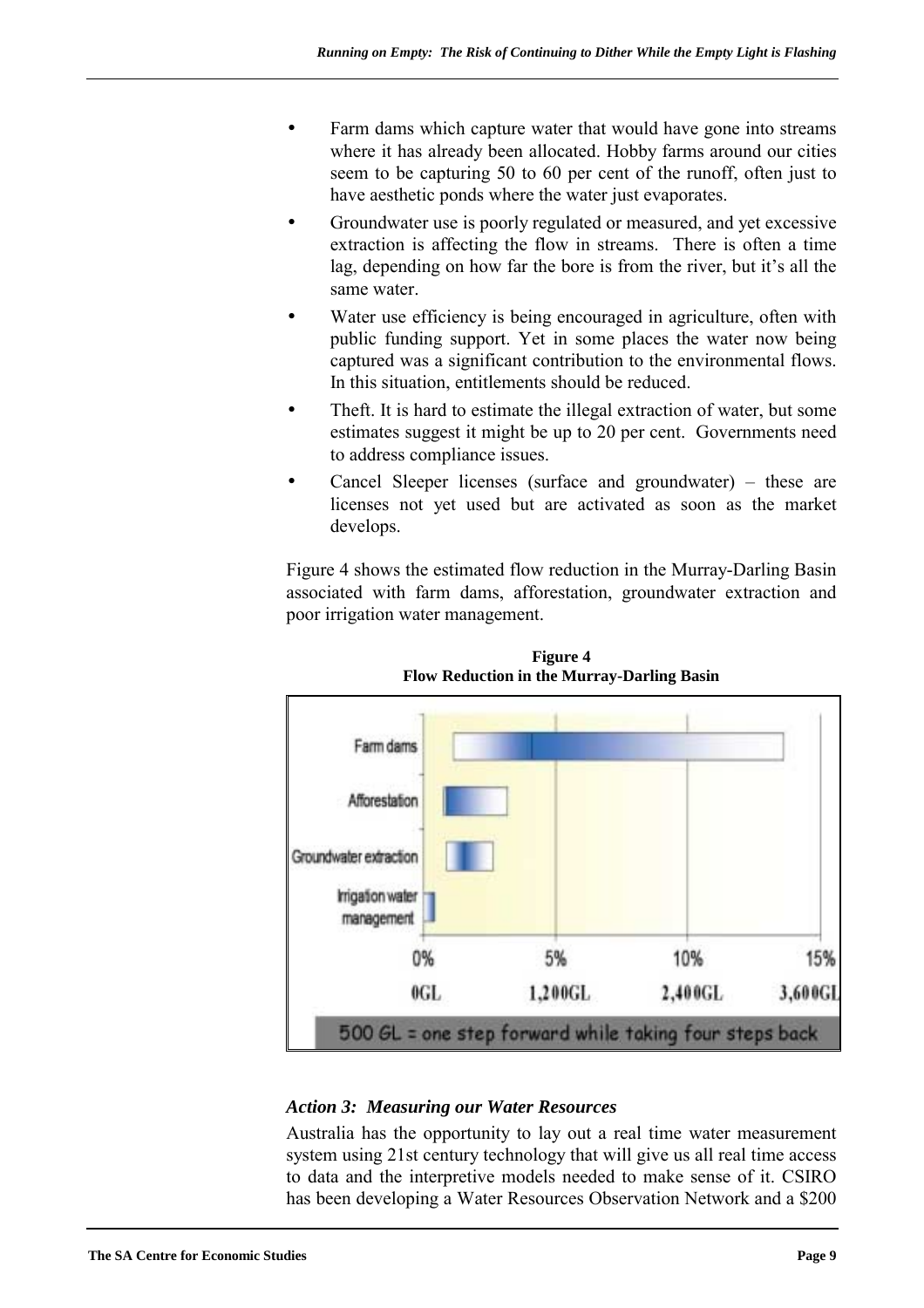- Farm dams which capture water that would have gone into streams where it has already been allocated. Hobby farms around our cities seem to be capturing 50 to 60 per cent of the runoff, often just to have aesthetic ponds where the water just evaporates.
- Groundwater use is poorly regulated or measured, and yet excessive extraction is affecting the flow in streams. There is often a time lag, depending on how far the bore is from the river, but it's all the same water.
- Water use efficiency is being encouraged in agriculture, often with public funding support. Yet in some places the water now being captured was a significant contribution to the environmental flows. In this situation, entitlements should be reduced.
- Theft. It is hard to estimate the illegal extraction of water, but some estimates suggest it might be up to 20 per cent. Governments need to address compliance issues.
- Cancel Sleeper licenses (surface and groundwater) – these are licenses not yet used but are activated as soon as the market develops.

Figure 4 shows the estimated flow reduction in the Murray-Darling Basin associated with farm dams, afforestation, groundwater extraction and poor irrigation water management.

**Figure 4**
**Flow Reduction in the Murray-Darling Basin**

Farm dams
Afforestation
Groundwater extraction
Irrigation water management

0% 5% 10% 15%
0GL 1,200GL 2,400GL 3,600GL

500 GL = one step forward while taking four steps back

### *Action 3: Measuring our Water Resources*

Australia has the opportunity to lay out a real time water measurement system using 21st century technology that will give us all real time access to data and the interpretive models needed to make sense of it. CSIRO has been developing a Water Resources Observation Network and a $200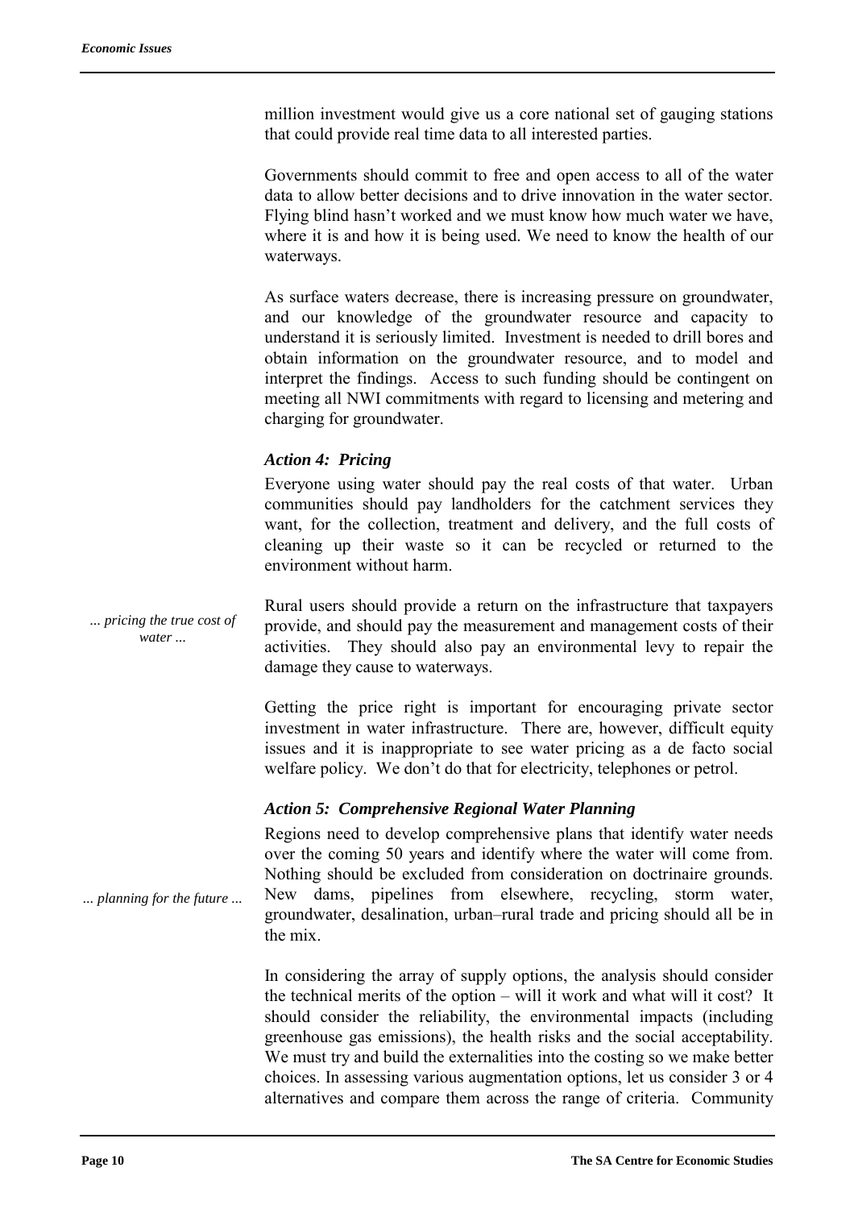million investment would give us a core national set of gauging stations that could provide real time data to all interested parties.

Governments should commit to free and open access to all of the water data to allow better decisions and to drive innovation in the water sector. Flying blind hasn't worked and we must know how much water we have, where it is and how it is being used. We need to know the health of our waterways.

As surface waters decrease, there is increasing pressure on groundwater, and our knowledge of the groundwater resource and capacity to understand it is seriously limited. Investment is needed to drill bores and obtain information on the groundwater resource, and to model and interpret the findings. Access to such funding should be contingent on meeting all NWI commitments with regard to licensing and metering and charging for groundwater.

### *Action 4: Pricing*

Everyone using water should pay the real costs of that water. Urban communities should pay landholders for the catchment services they want, for the collection, treatment and delivery, and the full costs of cleaning up their waste so it can be recycled or returned to the environment without harm.

*... pricing the true cost of water ...*

Rural users should provide a return on the infrastructure that taxpayers provide, and should pay the measurement and management costs of their activities. They should also pay an environmental levy to repair the damage they cause to waterways.

Getting the price right is important for encouraging private sector investment in water infrastructure. There are, however, difficult equity issues and it is inappropriate to see water pricing as a de facto social welfare policy. We don't do that for electricity, telephones or petrol.

### *Action 5: Comprehensive Regional Water Planning*

*... planning for the future ...*

Regions need to develop comprehensive plans that identify water needs over the coming 50 years and identify where the water will come from. Nothing should be excluded from consideration on doctrinaire grounds. New dams, pipelines from elsewhere, recycling, storm water, groundwater, desalination, urban–rural trade and pricing should all be in the mix.

In considering the array of supply options, the analysis should consider the technical merits of the option – will it work and what will it cost? It should consider the reliability, the environmental impacts (including greenhouse gas emissions), the health risks and the social acceptability. We must try and build the externalities into the costing so we make better choices. In assessing various augmentation options, let us consider 3 or 4 alternatives and compare them across the range of criteria. Community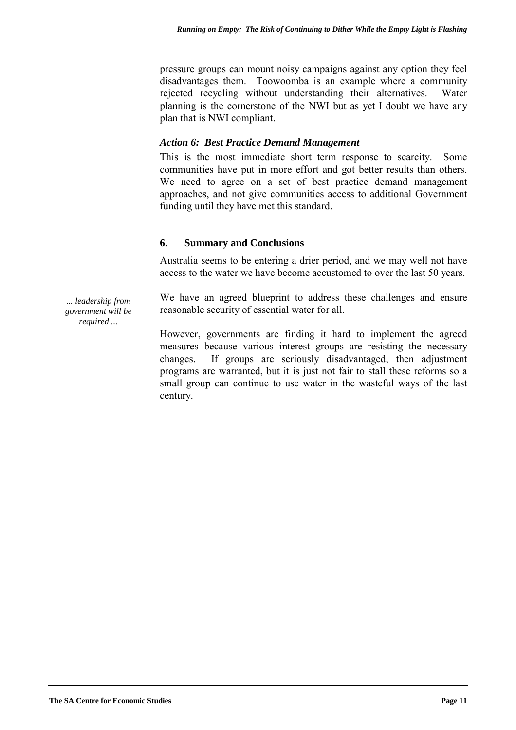pressure groups can mount noisy campaigns against any option they feel disadvantages them. Toowoomba is an example where a community rejected recycling without understanding their alternatives. Water planning is the cornerstone of the NWI but as yet I doubt we have any plan that is NWI compliant.

### *Action 6: Best Practice Demand Management*

This is the most immediate short term response to scarcity. Some communities have put in more effort and got better results than others. We need to agree on a set of best practice demand management approaches, and not give communities access to additional Government funding until they have met this standard.

## 6. Summary and Conclusions

Australia seems to be entering a drier period, and we may well not have access to the water we have become accustomed to over the last 50 years.

*... leadership from government will be required ...*

We have an agreed blueprint to address these challenges and ensure reasonable security of essential water for all.

However, governments are finding it hard to implement the agreed measures because various interest groups are resisting the necessary changes. If groups are seriously disadvantaged, then adjustment programs are warranted, but it is just not fair to stall these reforms so a small group can continue to use water in the wasteful ways of the last century.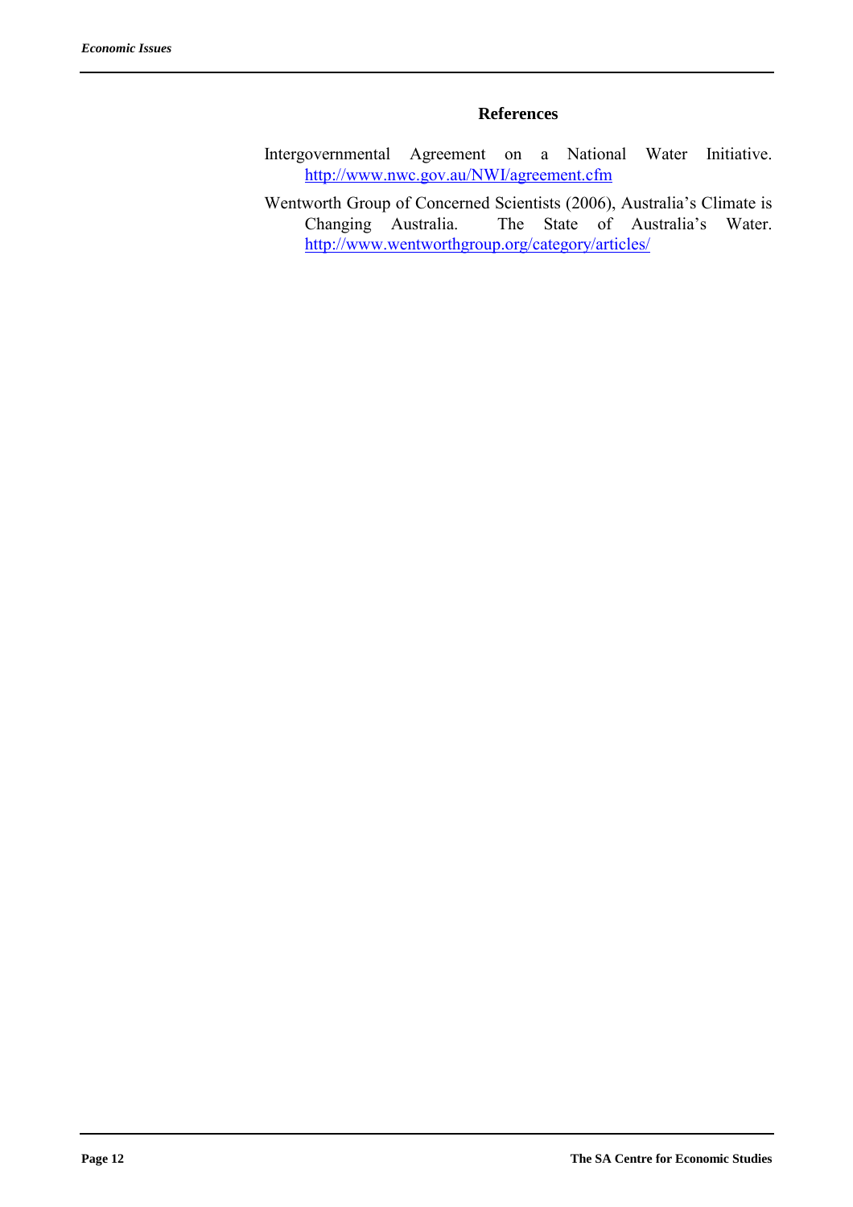## References

Intergovernmental Agreement on a National Water Initiative. http://www.nwc.gov.au/NWI/agreement.cfm

Wentworth Group of Concerned Scientists (2006), Australia's Climate is Changing Australia. The State of Australia's Water. http://www.wentworthgroup.org/category/articles/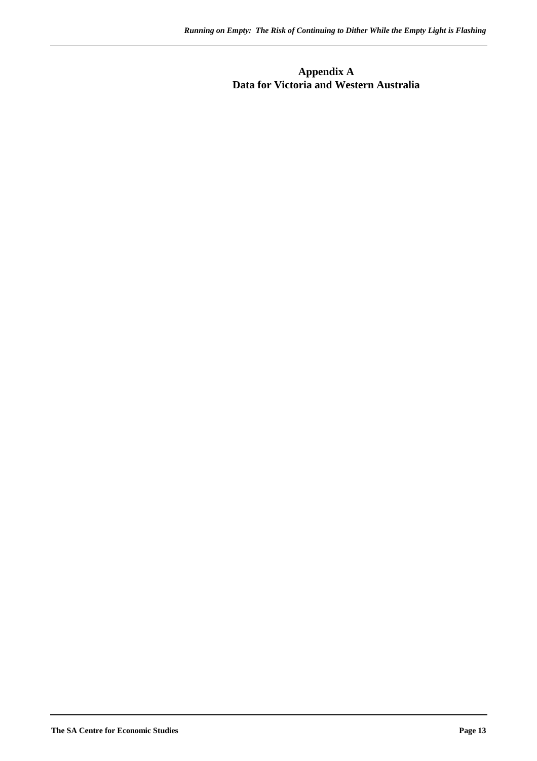# Appendix A
## Data for Victoria and Western Australia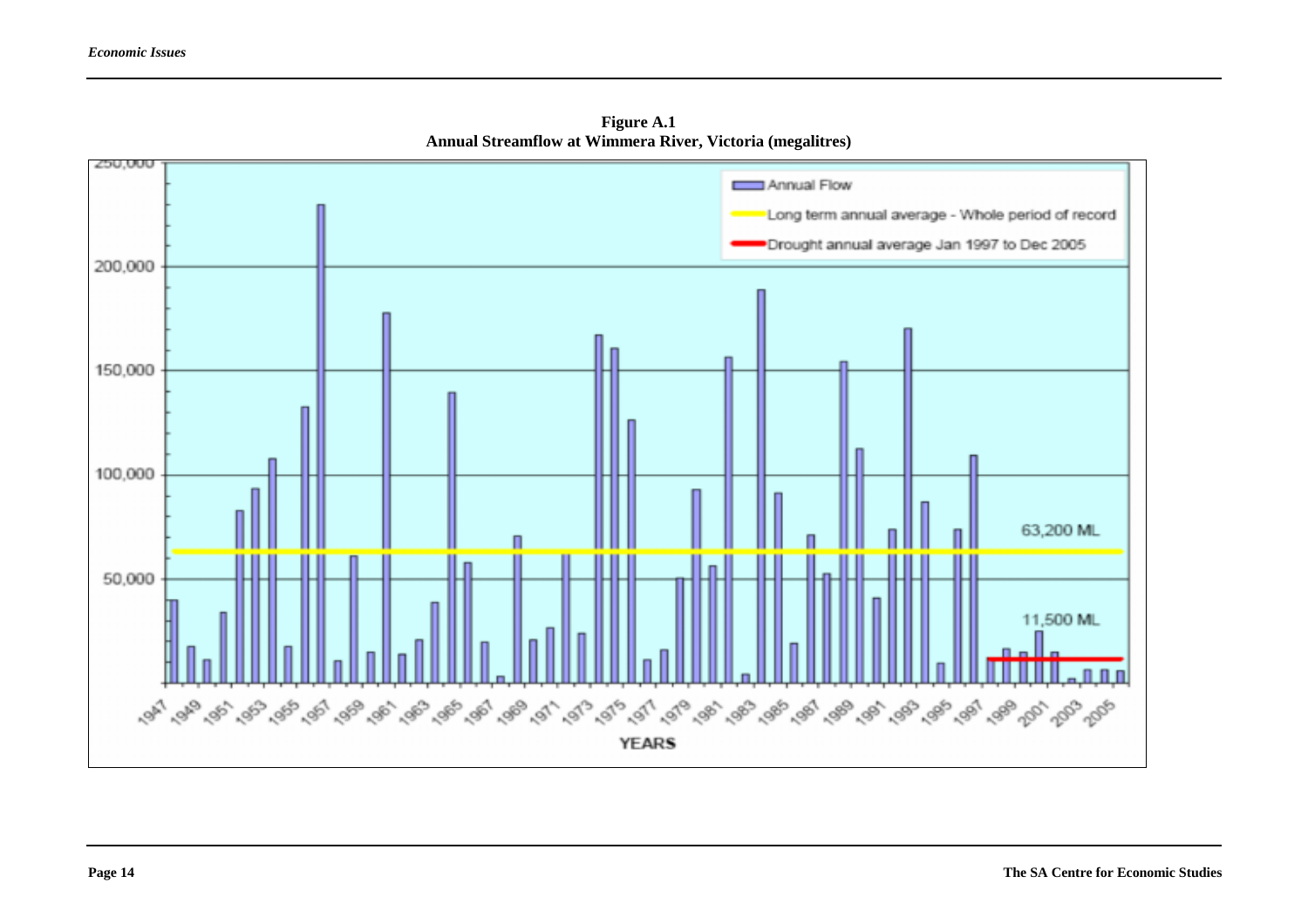**Figure A.1**
**Annual Streamflow at Wimmera River, Victoria (megalitres)**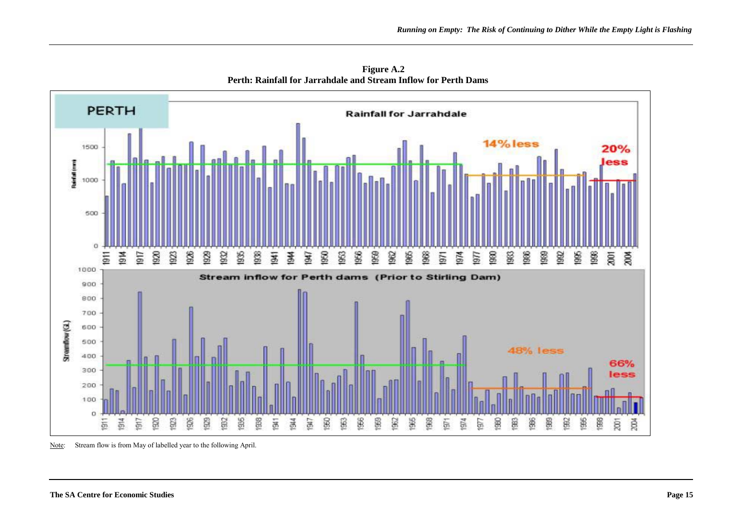**Figure A.2**
**Perth: Rainfall for Jarrahdale and Stream Inflow for Perth Dams**

Note: Stream flow is from May of labelled year to the following April.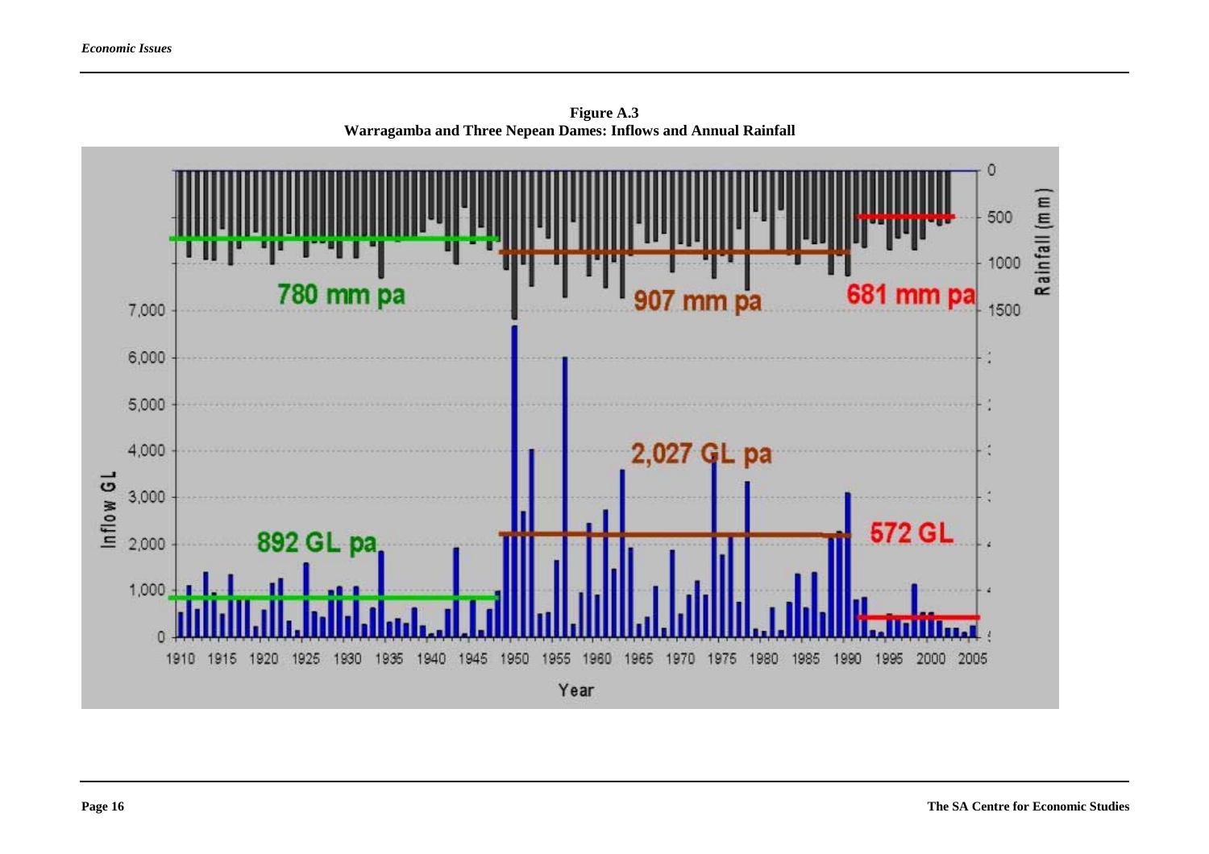**Figure A.3**
**Warragamba and Three Nepean Dames: Inflows and Annual Rainfall**

780 mm pa

907 mm pa

681 mm pa

2,027 GL pa

892 GL pa

572 GL

Inflow GL

Rainfall (mm)

Year

0
1,000
2,000
3,000
4,000
5,000
6,000
7,000

0
500
1000
1500

1910 1915 1920 1925 1930 1935 1940 1945 1950 1955 1960 1965 1970 1975 1980 1985 1990 1995 2000 2005